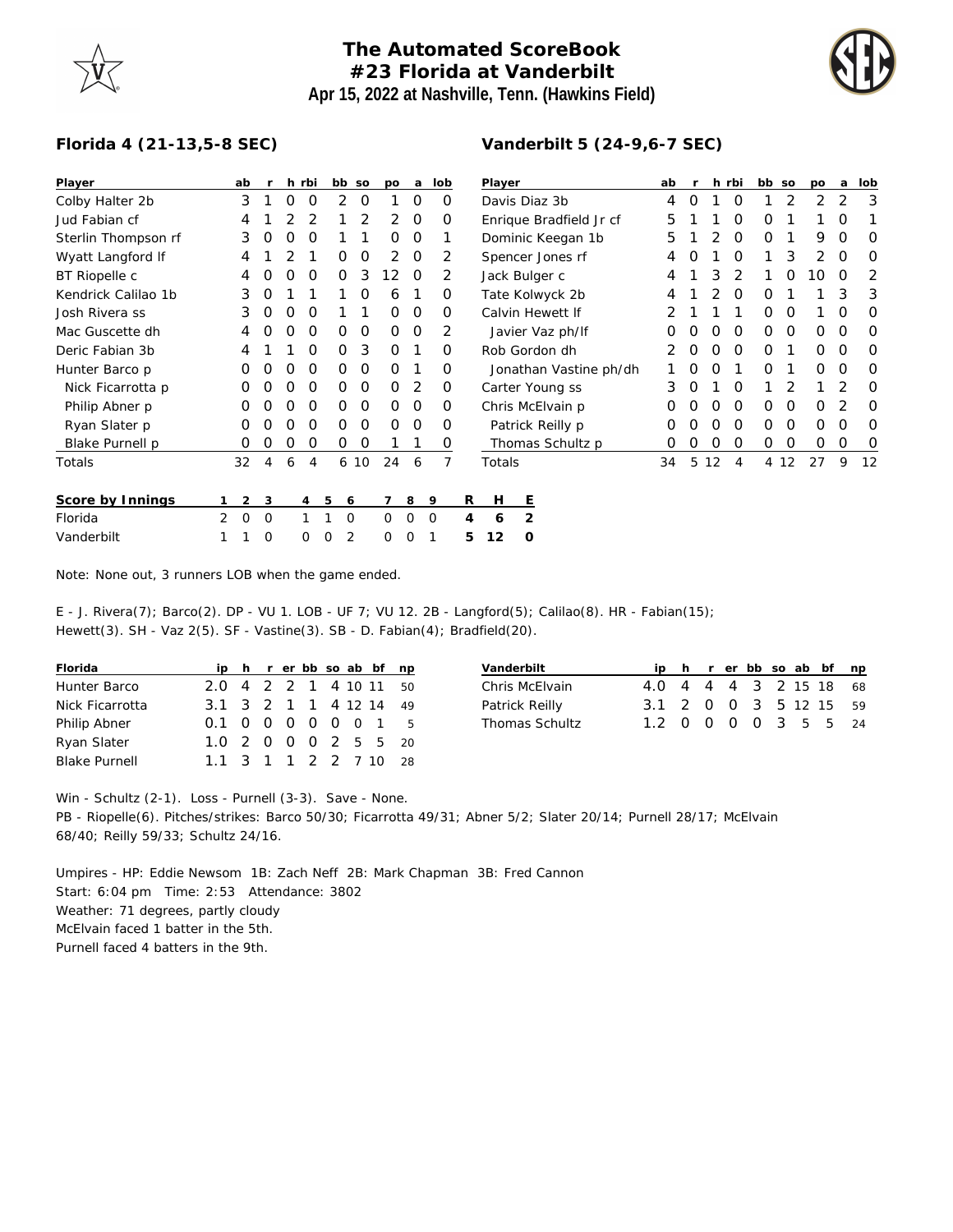# The Automated ScoreBook
## #23 Florida at Vanderbilt
### Apr 15, 2022 at Nashville, Tenn. (Hawkins Field)

**Florida 4 (21-13,5-8 SEC)**

| Player | ab | r | h | rbi | bb | so | po | a | lob |
|---|---|---|---|---|---|---|---|---|---|
| Colby Halter 2b | 3 | 1 | 0 | 0 | 2 | 0 | 1 | 0 | 0 |
| Jud Fabian cf | 4 | 1 | 2 | 2 | 1 | 2 | 2 | 0 | 0 |
| Sterlin Thompson rf | 3 | 0 | 0 | 0 | 1 | 1 | 0 | 0 | 1 |
| Wyatt Langford lf | 4 | 1 | 2 | 1 | 0 | 0 | 2 | 0 | 2 |
| BT Riopelle c | 4 | 0 | 0 | 0 | 0 | 3 | 12 | 0 | 2 |
| Kendrick Calilao 1b | 3 | 0 | 1 | 1 | 1 | 0 | 6 | 1 | 0 |
| Josh Rivera ss | 3 | 0 | 0 | 0 | 1 | 1 | 0 | 0 | 0 |
| Mac Guscette dh | 4 | 0 | 0 | 0 | 0 | 0 | 0 | 0 | 2 |
| Deric Fabian 3b | 4 | 1 | 1 | 0 | 0 | 3 | 0 | 1 | 0 |
| Hunter Barco p | 0 | 0 | 0 | 0 | 0 | 0 | 0 | 1 | 0 |
| Nick Ficarrotta p | 0 | 0 | 0 | 0 | 0 | 0 | 0 | 2 | 0 |
| Philip Abner p | 0 | 0 | 0 | 0 | 0 | 0 | 0 | 0 | 0 |
| Ryan Slater p | 0 | 0 | 0 | 0 | 0 | 0 | 0 | 0 | 0 |
| Blake Purnell p | 0 | 0 | 0 | 0 | 0 | 0 | 1 | 1 | 0 |
| Totals | 32 | 4 | 6 | 4 | 6 | 10 | 24 | 6 | 7 |

**Vanderbilt 5 (24-9,6-7 SEC)**

| Player | ab | r | h | rbi | bb | so | po | a | lob |
|---|---|---|---|---|---|---|---|---|---|
| Davis Diaz 3b | 4 | 0 | 1 | 0 | 1 | 2 | 2 | 2 | 3 |
| Enrique Bradfield Jr cf | 5 | 1 | 1 | 0 | 0 | 1 | 1 | 0 | 1 |
| Dominic Keegan 1b | 5 | 1 | 2 | 0 | 0 | 1 | 9 | 0 | 0 |
| Spencer Jones rf | 4 | 0 | 1 | 0 | 1 | 3 | 2 | 0 | 0 |
| Jack Bulger c | 4 | 1 | 3 | 2 | 1 | 0 | 10 | 0 | 2 |
| Tate Kolwyck 2b | 4 | 1 | 2 | 0 | 0 | 1 | 1 | 3 | 3 |
| Calvin Hewett lf | 2 | 1 | 1 | 1 | 0 | 0 | 1 | 0 | 0 |
| Javier Vaz ph/lf | 0 | 0 | 0 | 0 | 0 | 0 | 0 | 0 | 0 |
| Rob Gordon dh | 2 | 0 | 0 | 0 | 0 | 1 | 0 | 0 | 0 |
| Jonathan Vastine ph/dh | 1 | 0 | 0 | 1 | 0 | 1 | 0 | 0 | 0 |
| Carter Young ss | 3 | 0 | 1 | 0 | 1 | 2 | 1 | 2 | 0 |
| Chris McElvain p | 0 | 0 | 0 | 0 | 0 | 0 | 0 | 2 | 0 |
| Patrick Reilly p | 0 | 0 | 0 | 0 | 0 | 0 | 0 | 0 | 0 |
| Thomas Schultz p | 0 | 0 | 0 | 0 | 0 | 0 | 0 | 0 | 0 |
| Totals | 34 | 5 | 12 | 4 | 4 | 12 | 27 | 9 | 12 |

| Score by Innings | 1 | 2 | 3 | 4 | 5 | 6 | 7 | 8 | 9 | R | H | E |
|---|---|---|---|---|---|---|---|---|---|---|---|---|
| Florida | 2 | 0 | 0 | 1 | 1 | 0 | 0 | 0 | 0 | 4 | 6 | 2 |
| Vanderbilt | 1 | 1 | 0 | 0 | 0 | 2 | 0 | 0 | 1 | 5 | 12 | 0 |

Note: None out, 3 runners LOB when the game ended.

E - J. Rivera(7); Barco(2). DP - VU 1. LOB - UF 7; VU 12. 2B - Langford(5); Calilao(8). HR - Fabian(15); Hewett(3). SH - Vaz 2(5). SF - Vastine(3). SB - D. Fabian(4); Bradfield(20).

| Florida | ip | h | r | er | bb | so | ab | bf | np |
|---|---|---|---|---|---|---|---|---|---|
| Hunter Barco | 2.0 | 4 | 2 | 2 | 1 | 4 | 10 | 11 | 50 |
| Nick Ficarrotta | 3.1 | 3 | 2 | 1 | 1 | 4 | 12 | 14 | 49 |
| Philip Abner | 0.1 | 0 | 0 | 0 | 0 | 0 | 0 | 1 | 5 |
| Ryan Slater | 1.0 | 2 | 0 | 0 | 0 | 2 | 5 | 5 | 20 |
| Blake Purnell | 1.1 | 3 | 1 | 1 | 2 | 2 | 7 | 10 | 28 |

| Vanderbilt | ip | h | r | er | bb | so | ab | bf | np |
|---|---|---|---|---|---|---|---|---|---|
| Chris McElvain | 4.0 | 4 | 4 | 4 | 3 | 2 | 15 | 18 | 68 |
| Patrick Reilly | 3.1 | 2 | 0 | 0 | 3 | 5 | 12 | 15 | 59 |
| Thomas Schultz | 1.2 | 0 | 0 | 0 | 0 | 3 | 5 | 5 | 24 |

Win - Schultz (2-1). Loss - Purnell (3-3). Save - None.
PB - Riopelle(6). Pitches/strikes: Barco 50/30; Ficarrotta 49/31; Abner 5/2; Slater 20/14; Purnell 28/17; McElvain 68/40; Reilly 59/33; Schultz 24/16.

Umpires - HP: Eddie Newsom 1B: Zach Neff 2B: Mark Chapman 3B: Fred Cannon
Start: 6:04 pm Time: 2:53 Attendance: 3802
Weather: 71 degrees, partly cloudy
McElvain faced 1 batter in the 5th.
Purnell faced 4 batters in the 9th.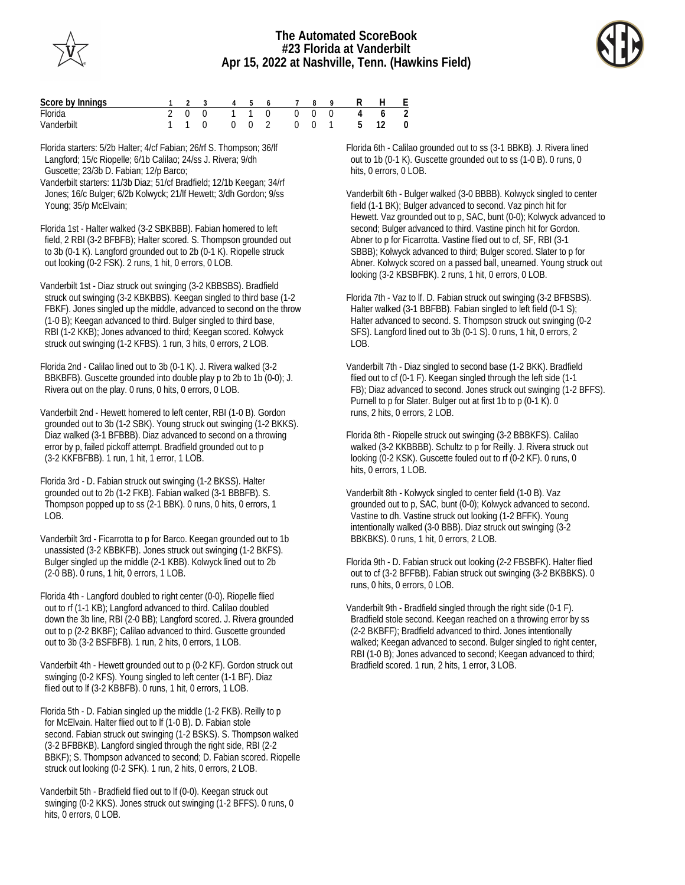# The Automated ScoreBook
## #23 Florida at Vanderbilt
## Apr 15, 2022 at Nashville, Tenn. (Hawkins Field)

| Score by Innings | 1 | 2 | 3 | 4 | 5 | 6 | 7 | 8 | 9 | R | H | E |
|---|---|---|---|---|---|---|---|---|---|---|---|---|
| Florida | 2 | 0 | 0 | 1 | 1 | 0 | 0 | 0 | 0 | 4 | 6 | 2 |
| Vanderbilt | 1 | 1 | 0 | 0 | 0 | 2 | 0 | 0 | 1 | 5 | 12 | 0 |

Florida starters: 5/2b Halter; 4/cf Fabian; 26/rf S. Thompson; 36/lf Langford; 15/c Riopelle; 6/1b Calilao; 24/ss J. Rivera; 9/dh Guscette; 23/3b D. Fabian; 12/p Barco;

Vanderbilt starters: 11/3b Diaz; 51/cf Bradfield; 12/1b Keegan; 34/rf Jones; 16/c Bulger; 6/2b Kolwyck; 21/lf Hewett; 3/dh Gordon; 9/ss Young; 35/p McElvain;

Florida 1st - Halter walked (3-2 SBKBBB). Fabian homered to left field, 2 RBI (3-2 BFBFB); Halter scored. S. Thompson grounded out to 3b (0-1 K). Langford grounded out to 2b (0-1 K). Riopelle struck out looking (0-2 FSK). 2 runs, 1 hit, 0 errors, 0 LOB.

Vanderbilt 1st - Diaz struck out swinging (3-2 KBBSBS). Bradfield struck out swinging (3-2 KBKBBS). Keegan singled to third base (1-2 FBKF). Jones singled up the middle, advanced to second on the throw (1-0 B); Keegan advanced to third. Bulger singled to third base, RBI (1-2 KKB); Jones advanced to third; Keegan scored. Kolwyck struck out swinging (1-2 KFBS). 1 run, 3 hits, 0 errors, 2 LOB.

Florida 2nd - Calilao lined out to 3b (0-1 K). J. Rivera walked (3-2 BBKBFB). Guscette grounded into double play p to 2b to 1b (0-0); J. Rivera out on the play. 0 runs, 0 hits, 0 errors, 0 LOB.

Vanderbilt 2nd - Hewett homered to left center, RBI (1-0 B). Gordon grounded out to 3b (1-2 SBK). Young struck out swinging (1-2 BKKS). Diaz walked (3-1 BFBBB). Diaz advanced to second on a throwing error by p, failed pickoff attempt. Bradfield grounded out to p (3-2 KKFBFBB). 1 run, 1 hit, 1 error, 1 LOB.

Florida 3rd - D. Fabian struck out swinging (1-2 BKSS). Halter grounded out to 2b (1-2 FKB). Fabian walked (3-1 BBBFB). S. Thompson popped up to ss (2-1 BBK). 0 runs, 0 hits, 0 errors, 1 LOB.

Vanderbilt 3rd - Ficarrotta to p for Barco. Keegan grounded out to 1b unassisted (3-2 KBBKFB). Jones struck out swinging (1-2 BKFS). Bulger singled up the middle (2-1 KBB). Kolwyck lined out to 2b (2-0 BB). 0 runs, 1 hit, 0 errors, 1 LOB.

Florida 4th - Langford doubled to right center (0-0). Riopelle flied out to rf (1-1 KB); Langford advanced to third. Calilao doubled down the 3b line, RBI (2-0 BB); Langford scored. J. Rivera grounded out to p (2-2 BKBF); Calilao advanced to third. Guscette grounded out to 3b (3-2 BSFBFB). 1 run, 2 hits, 0 errors, 1 LOB.

Vanderbilt 4th - Hewett grounded out to p (0-2 KF). Gordon struck out swinging (0-2 KFS). Young singled to left center (1-1 BF). Diaz flied out to lf (3-2 KBBFB). 0 runs, 1 hit, 0 errors, 1 LOB.

Florida 5th - D. Fabian singled up the middle (1-2 FKB). Reilly to p for McElvain. Halter flied out to lf (1-0 B). D. Fabian stole second. Fabian struck out swinging (1-2 BSKS). S. Thompson walked (3-2 BFBBKB). Langford singled through the right side, RBI (2-2 BBKF); S. Thompson advanced to second; D. Fabian scored. Riopelle struck out looking (0-2 SFK). 1 run, 2 hits, 0 errors, 2 LOB.

Vanderbilt 5th - Bradfield flied out to lf (0-0). Keegan struck out swinging (0-2 KKS). Jones struck out swinging (1-2 BFFS). 0 runs, 0 hits, 0 errors, 0 LOB.

Florida 6th - Calilao grounded out to ss (3-1 BBKB). J. Rivera lined out to 1b (0-1 K). Guscette grounded out to ss (1-0 B). 0 runs, 0 hits, 0 errors, 0 LOB.

Vanderbilt 6th - Bulger walked (3-0 BBBB). Kolwyck singled to center field (1-1 BK); Bulger advanced to second. Vaz pinch hit for Hewett. Vaz grounded out to p, SAC, bunt (0-0); Kolwyck advanced to second; Bulger advanced to third. Vastine pinch hit for Gordon. Abner to p for Ficarrotta. Vastine flied out to cf, SF, RBI (3-1 SBBB); Kolwyck advanced to third; Bulger scored. Slater to p for Abner. Kolwyck scored on a passed ball, unearned. Young struck out looking (3-2 KBSBFBK). 2 runs, 1 hit, 0 errors, 0 LOB.

Florida 7th - Vaz to lf. D. Fabian struck out swinging (3-2 BFBSBS). Halter walked (3-1 BBFBB). Fabian singled to left field (0-1 S); Halter advanced to second. S. Thompson struck out swinging (0-2 SFS). Langford lined out to 3b (0-1 S). 0 runs, 1 hit, 0 errors, 2 LOB.

Vanderbilt 7th - Diaz singled to second base (1-2 BKK). Bradfield flied out to cf (0-1 F). Keegan singled through the left side (1-1 FB); Diaz advanced to second. Jones struck out swinging (1-2 BFFS). Purnell to p for Slater. Bulger out at first 1b to p (0-1 K). 0 runs, 2 hits, 0 errors, 2 LOB.

Florida 8th - Riopelle struck out swinging (3-2 BBBKFS). Calilao walked (3-2 KKBBBB). Schultz to p for Reilly. J. Rivera struck out looking (0-2 KSK). Guscette fouled out to rf (0-2 KF). 0 runs, 0 hits, 0 errors, 1 LOB.

Vanderbilt 8th - Kolwyck singled to center field (1-0 B). Vaz grounded out to p, SAC, bunt (0-0); Kolwyck advanced to second. Vastine to dh. Vastine struck out looking (1-2 BFFK). Young intentionally walked (3-0 BBB). Diaz struck out swinging (3-2 BBKBKS). 0 runs, 1 hit, 0 errors, 2 LOB.

Florida 9th - D. Fabian struck out looking (2-2 FBSBFK). Halter flied out to cf (3-2 BFFBB). Fabian struck out swinging (3-2 BKBBKS). 0 runs, 0 hits, 0 errors, 0 LOB.

Vanderbilt 9th - Bradfield singled through the right side (0-1 F). Bradfield stole second. Keegan reached on a throwing error by ss (2-2 BKBFF); Bradfield advanced to third. Jones intentionally walked; Keegan advanced to second. Bulger singled to right center, RBI (1-0 B); Jones advanced to second; Keegan advanced to third; Bradfield scored. 1 run, 2 hits, 1 error, 3 LOB.